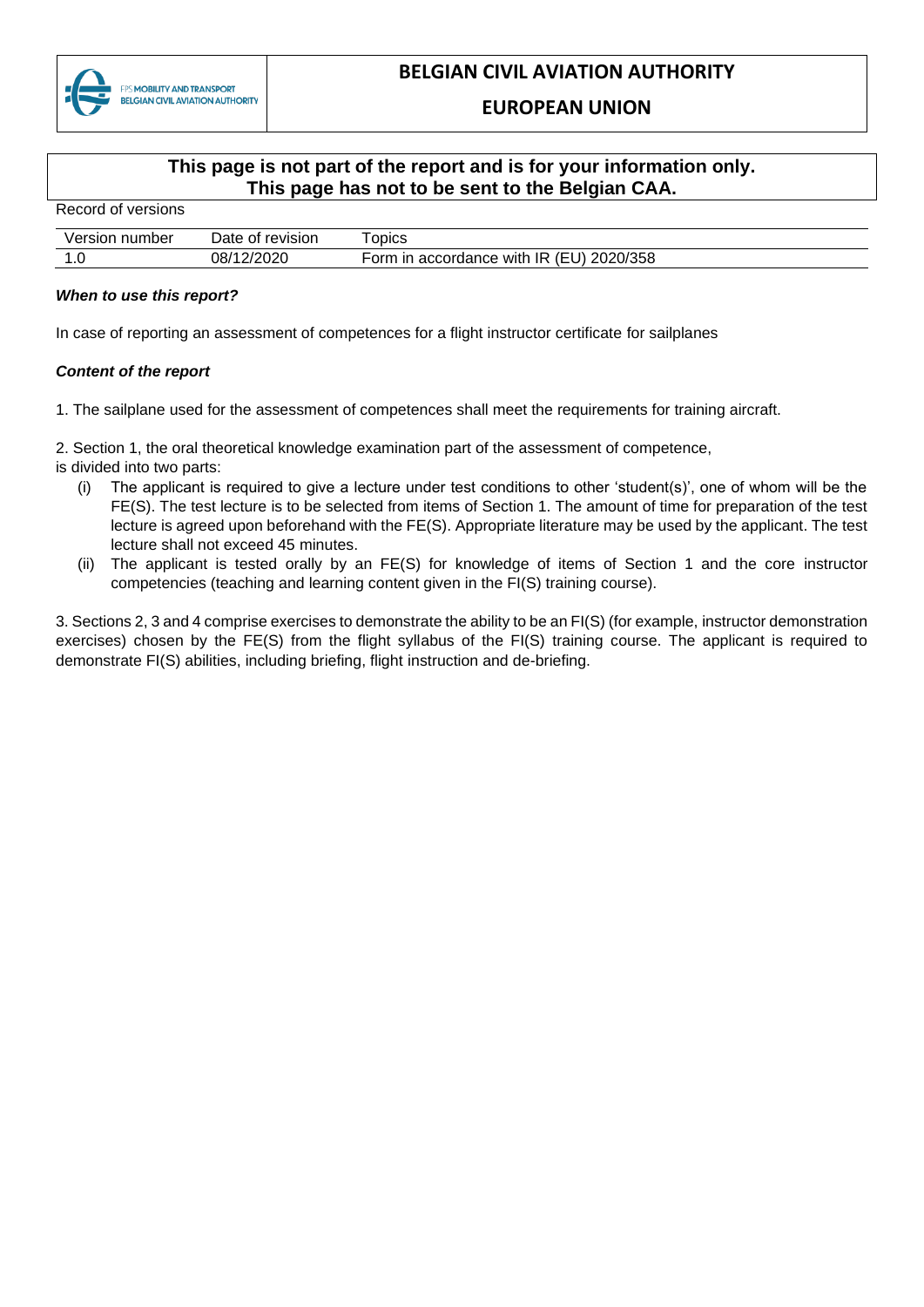| FPS MOBILITY AND TRANSPORT BELGIAN CIVIL AVIATION AUTHORITY | **BELGIAN CIVIL AVIATION AUTHORITY** **EUROPEAN UNION** |
|---|---|

**This page is not part of the report and is for your information only.**
**This page has not to be sent to the Belgian CAA.**

Record of versions

| Version number | Date of revision | Topics |
|---|---|---|
| 1.0 | 08/12/2020 | Form in accordance with IR (EU) 2020/358 |

***When to use this report?***

In case of reporting an assessment of competences for a flight instructor certificate for sailplanes

***Content of the report***

1. The sailplane used for the assessment of competences shall meet the requirements for training aircraft.

2. Section 1, the oral theoretical knowledge examination part of the assessment of competence, is divided into two parts:

   (i) The applicant is required to give a lecture under test conditions to other 'student(s)', one of whom will be the FE(S). The test lecture is to be selected from items of Section 1. The amount of time for preparation of the test lecture is agreed upon beforehand with the FE(S). Appropriate literature may be used by the applicant. The test lecture shall not exceed 45 minutes.

   (ii) The applicant is tested orally by an FE(S) for knowledge of items of Section 1 and the core instructor competencies (teaching and learning content given in the FI(S) training course).

3. Sections 2, 3 and 4 comprise exercises to demonstrate the ability to be an FI(S) (for example, instructor demonstration exercises) chosen by the FE(S) from the flight syllabus of the FI(S) training course. The applicant is required to demonstrate FI(S) abilities, including briefing, flight instruction and de-briefing.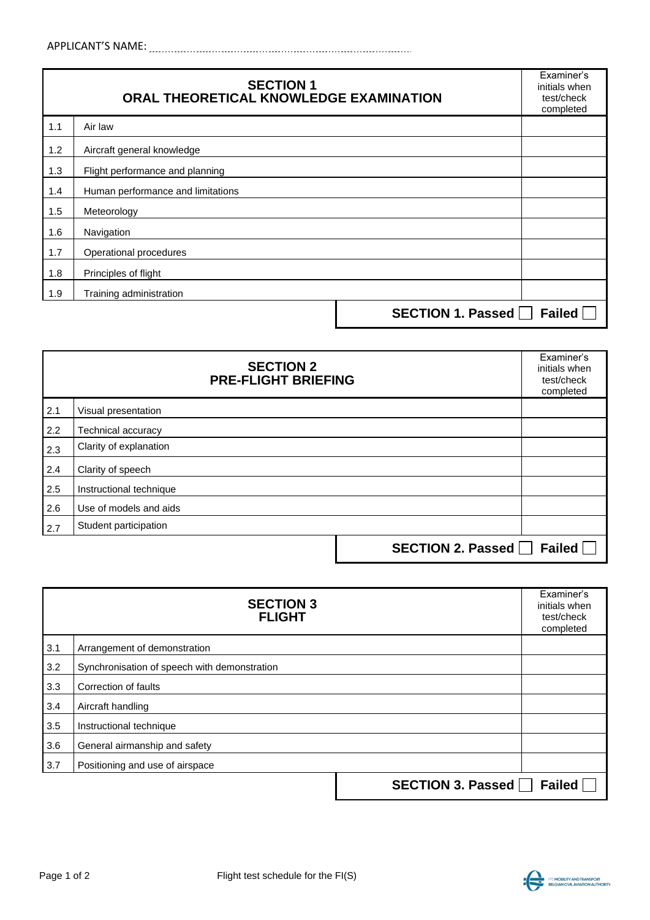APPLICANT'S NAME: ..............................................................................

| | SECTION 1<br>ORAL THEORETICAL KNOWLEDGE EXAMINATION | Examiner's initials when test/check completed |
|---|---|---|
| 1.1 | Air law | |
| 1.2 | Aircraft general knowledge | |
| 1.3 | Flight performance and planning | |
| 1.4 | Human performance and limitations | |
| 1.5 | Meteorology | |
| 1.6 | Navigation | |
| 1.7 | Operational procedures | |
| 1.8 | Principles of flight | |
| 1.9 | Training administration | |

**SECTION 1. Passed ☐ Failed ☐**

| | SECTION 2<br>PRE-FLIGHT BRIEFING | Examiner's initials when test/check completed |
|---|---|---|
| 2.1 | Visual presentation | |
| 2.2 | Technical accuracy | |
| 2.3 | Clarity of explanation | |
| 2.4 | Clarity of speech | |
| 2.5 | Instructional technique | |
| 2.6 | Use of models and aids | |
| 2.7 | Student participation | |

**SECTION 2. Passed ☐ Failed ☐**

| | SECTION 3<br>FLIGHT | Examiner's initials when test/check completed |
|---|---|---|
| 3.1 | Arrangement of demonstration | |
| 3.2 | Synchronisation of speech with demonstration | |
| 3.3 | Correction of faults | |
| 3.4 | Aircraft handling | |
| 3.5 | Instructional technique | |
| 3.6 | General airmanship and safety | |
| 3.7 | Positioning and use of airspace | |

**SECTION 3. Passed ☐ Failed ☐**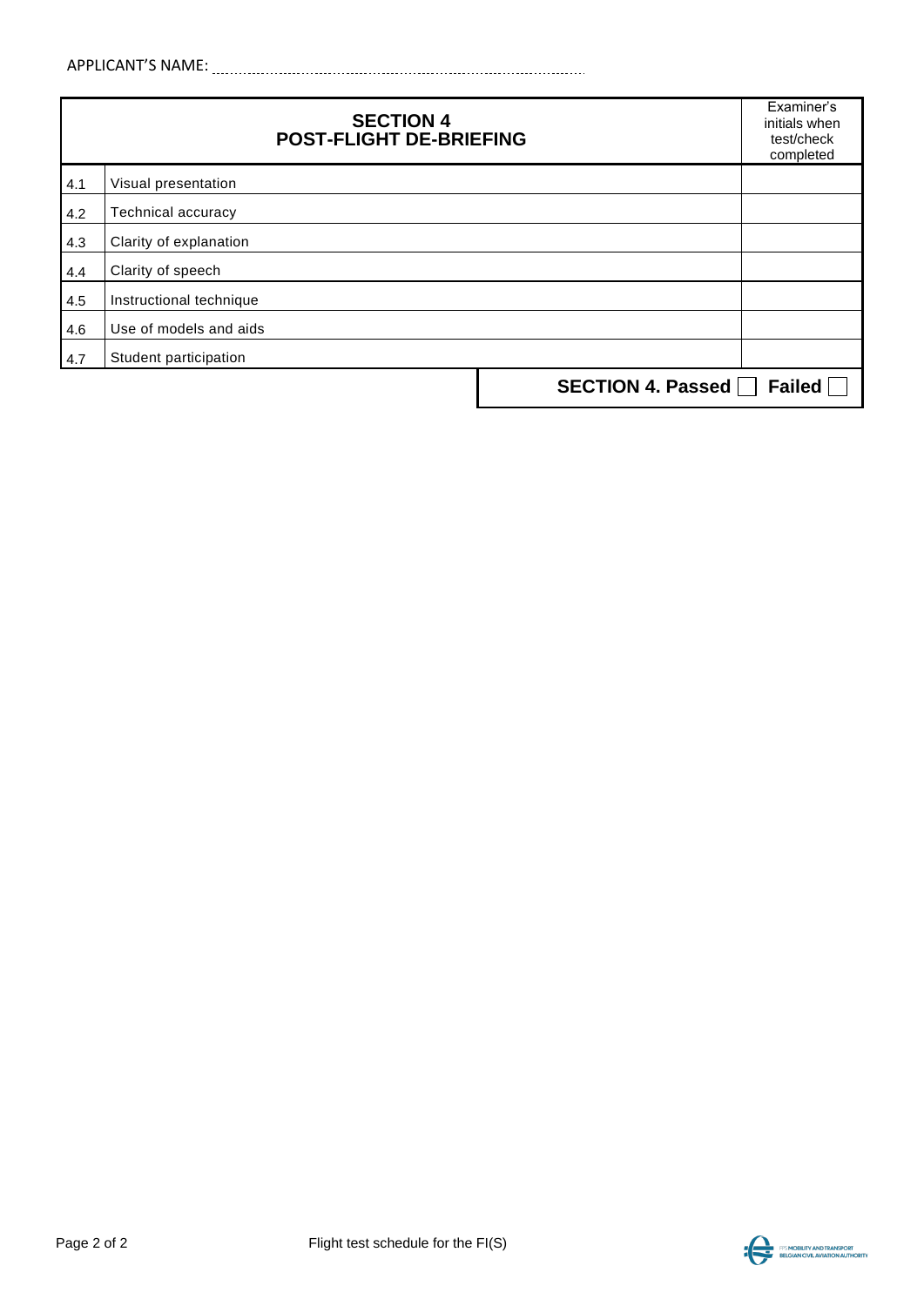APPLICANT'S NAME: ..............................................................................

| SECTION 4<br>POST-FLIGHT DE-BRIEFING | | Examiner's initials when test/check completed |
|---|---|---|
| 4.1 | Visual presentation | |
| 4.2 | Technical accuracy | |
| 4.3 | Clarity of explanation | |
| 4.4 | Clarity of speech | |
| 4.5 | Instructional technique | |
| 4.6 | Use of models and aids | |
| 4.7 | Student participation | |

**SECTION 4. Passed** ☐ **Failed** ☐